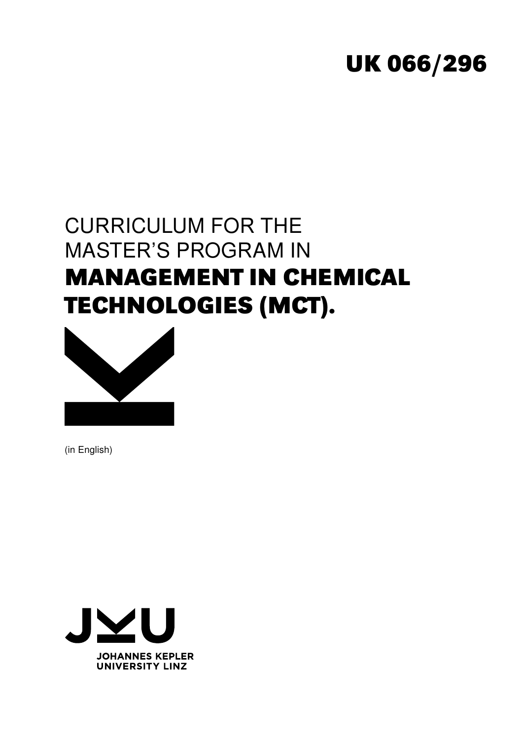**UK 066/296**

# CURRICULUM FOR THE MASTER'S PROGRAM IN **MANAGEMENT IN CHEMICAL TECHNOLOGIES (MCT).**

(in English)

JOHANNES KEPLER UNIVERSITY LINZ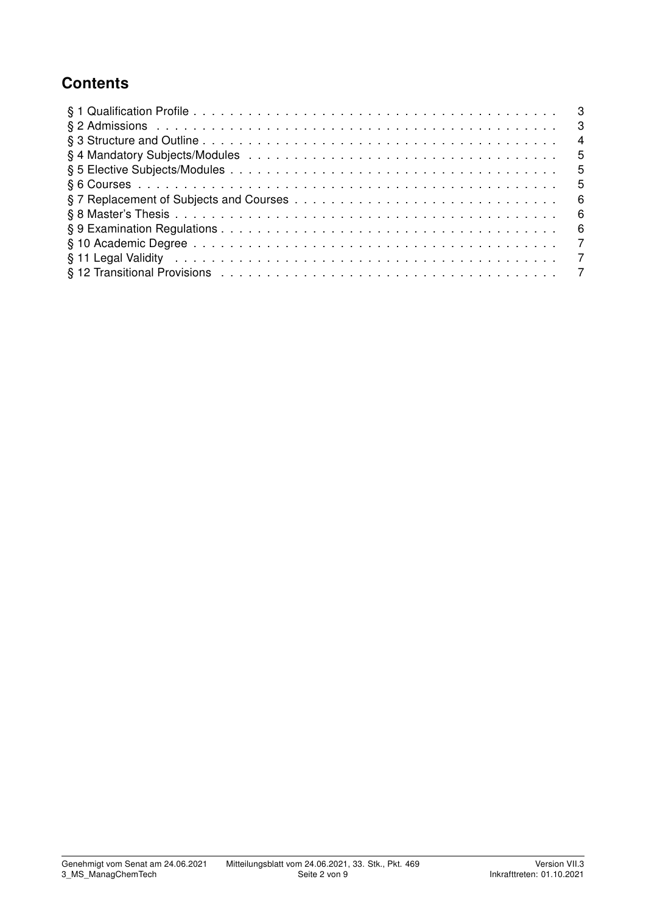## Contents

- § 1 Qualification Profile . . . 3
- § 2 Admissions . . . 3
- § 3 Structure and Outline . . . 4
- § 4 Mandatory Subjects/Modules . . . 5
- § 5 Elective Subjects/Modules . . . 5
- § 6 Courses . . . 5
- § 7 Replacement of Subjects and Courses . . . 6
- § 8 Master's Thesis . . . 6
- § 9 Examination Regulations . . . 6
- § 10 Academic Degree . . . 7
- § 11 Legal Validity . . . 7
- § 12 Transitional Provisions . . . 7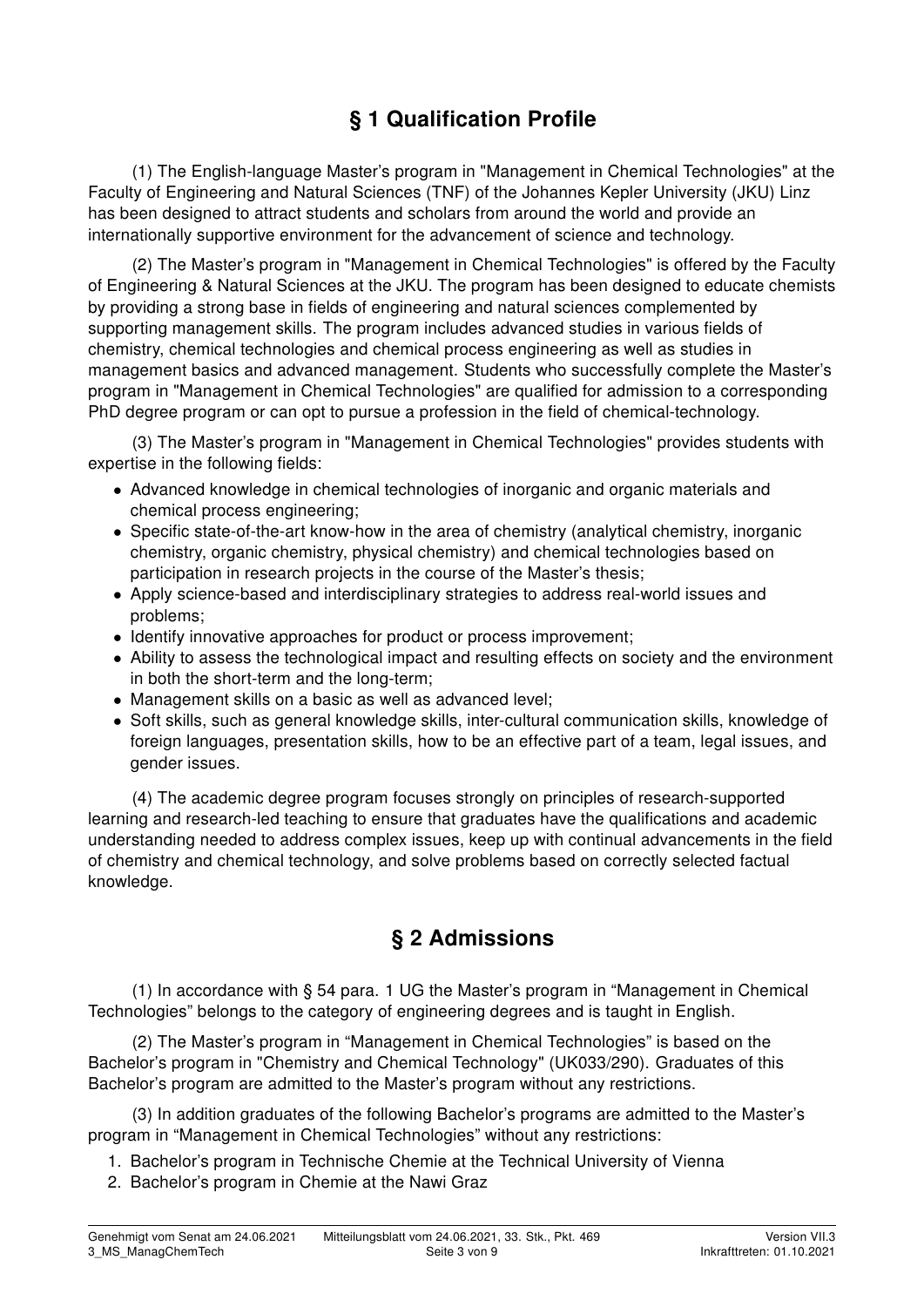## § 1 Qualification Profile

(1) The English-language Master's program in "Management in Chemical Technologies" at the Faculty of Engineering and Natural Sciences (TNF) of the Johannes Kepler University (JKU) Linz has been designed to attract students and scholars from around the world and provide an internationally supportive environment for the advancement of science and technology.

(2) The Master's program in "Management in Chemical Technologies" is offered by the Faculty of Engineering & Natural Sciences at the JKU. The program has been designed to educate chemists by providing a strong base in fields of engineering and natural sciences complemented by supporting management skills. The program includes advanced studies in various fields of chemistry, chemical technologies and chemical process engineering as well as studies in management basics and advanced management. Students who successfully complete the Master's program in "Management in Chemical Technologies" are qualified for admission to a corresponding PhD degree program or can opt to pursue a profession in the field of chemical-technology.

(3) The Master's program in "Management in Chemical Technologies" provides students with expertise in the following fields:

- Advanced knowledge in chemical technologies of inorganic and organic materials and chemical process engineering;
- Specific state-of-the-art know-how in the area of chemistry (analytical chemistry, inorganic chemistry, organic chemistry, physical chemistry) and chemical technologies based on participation in research projects in the course of the Master's thesis;
- Apply science-based and interdisciplinary strategies to address real-world issues and problems;
- Identify innovative approaches for product or process improvement;
- Ability to assess the technological impact and resulting effects on society and the environment in both the short-term and the long-term;
- Management skills on a basic as well as advanced level;
- Soft skills, such as general knowledge skills, inter-cultural communication skills, knowledge of foreign languages, presentation skills, how to be an effective part of a team, legal issues, and gender issues.

(4) The academic degree program focuses strongly on principles of research-supported learning and research-led teaching to ensure that graduates have the qualifications and academic understanding needed to address complex issues, keep up with continual advancements in the field of chemistry and chemical technology, and solve problems based on correctly selected factual knowledge.

## § 2 Admissions

(1) In accordance with § 54 para. 1 UG the Master's program in "Management in Chemical Technologies" belongs to the category of engineering degrees and is taught in English.

(2) The Master's program in "Management in Chemical Technologies" is based on the Bachelor's program in "Chemistry and Chemical Technology" (UK033/290). Graduates of this Bachelor's program are admitted to the Master's program without any restrictions.

(3) In addition graduates of the following Bachelor's programs are admitted to the Master's program in "Management in Chemical Technologies" without any restrictions:

1. Bachelor's program in Technische Chemie at the Technical University of Vienna
2. Bachelor's program in Chemie at the Nawi Graz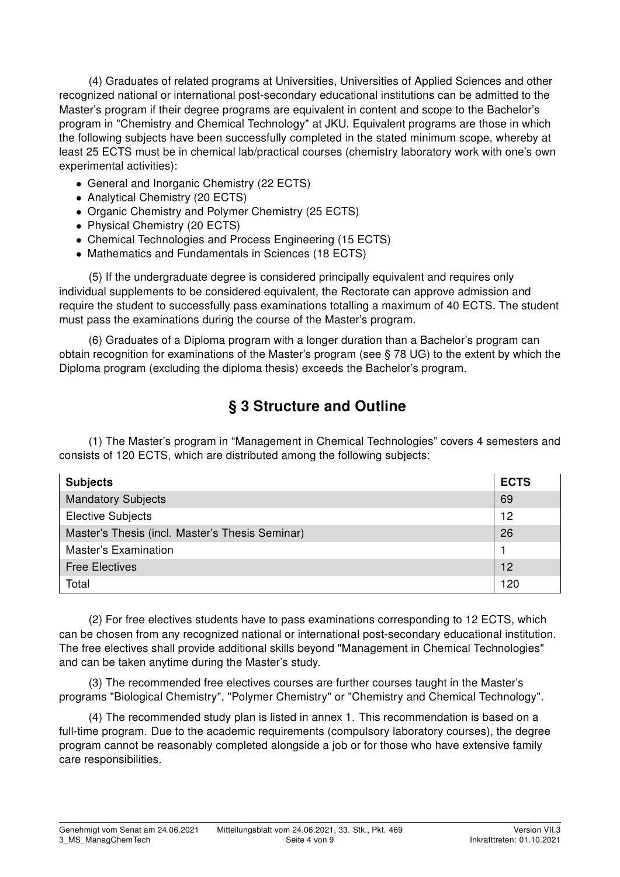(4) Graduates of related programs at Universities, Universities of Applied Sciences and other recognized national or international post-secondary educational institutions can be admitted to the Master's program if their degree programs are equivalent in content and scope to the Bachelor's program in "Chemistry and Chemical Technology" at JKU. Equivalent programs are those in which the following subjects have been successfully completed in the stated minimum scope, whereby at least 25 ECTS must be in chemical lab/practical courses (chemistry laboratory work with one's own experimental activities):

- General and Inorganic Chemistry (22 ECTS)
- Analytical Chemistry (20 ECTS)
- Organic Chemistry and Polymer Chemistry (25 ECTS)
- Physical Chemistry (20 ECTS)
- Chemical Technologies and Process Engineering (15 ECTS)
- Mathematics and Fundamentals in Sciences (18 ECTS)

(5) If the undergraduate degree is considered principally equivalent and requires only individual supplements to be considered equivalent, the Rectorate can approve admission and require the student to successfully pass examinations totalling a maximum of 40 ECTS. The student must pass the examinations during the course of the Master's program.

(6) Graduates of a Diploma program with a longer duration than a Bachelor's program can obtain recognition for examinations of the Master's program (see § 78 UG) to the extent by which the Diploma program (excluding the diploma thesis) exceeds the Bachelor's program.

## § 3 Structure and Outline

(1) The Master's program in "Management in Chemical Technologies" covers 4 semesters and consists of 120 ECTS, which are distributed among the following subjects:

| Subjects | ECTS |
|---|---|
| Mandatory Subjects | 69 |
| Elective Subjects | 12 |
| Master's Thesis (incl. Master's Thesis Seminar) | 26 |
| Master's Examination | 1 |
| Free Electives | 12 |
| Total | 120 |

(2) For free electives students have to pass examinations corresponding to 12 ECTS, which can be chosen from any recognized national or international post-secondary educational institution. The free electives shall provide additional skills beyond "Management in Chemical Technologies" and can be taken anytime during the Master's study.

(3) The recommended free electives courses are further courses taught in the Master's programs "Biological Chemistry", "Polymer Chemistry" or "Chemistry and Chemical Technology".

(4) The recommended study plan is listed in annex 1. This recommendation is based on a full-time program. Due to the academic requirements (compulsory laboratory courses), the degree program cannot be reasonably completed alongside a job or for those who have extensive family care responsibilities.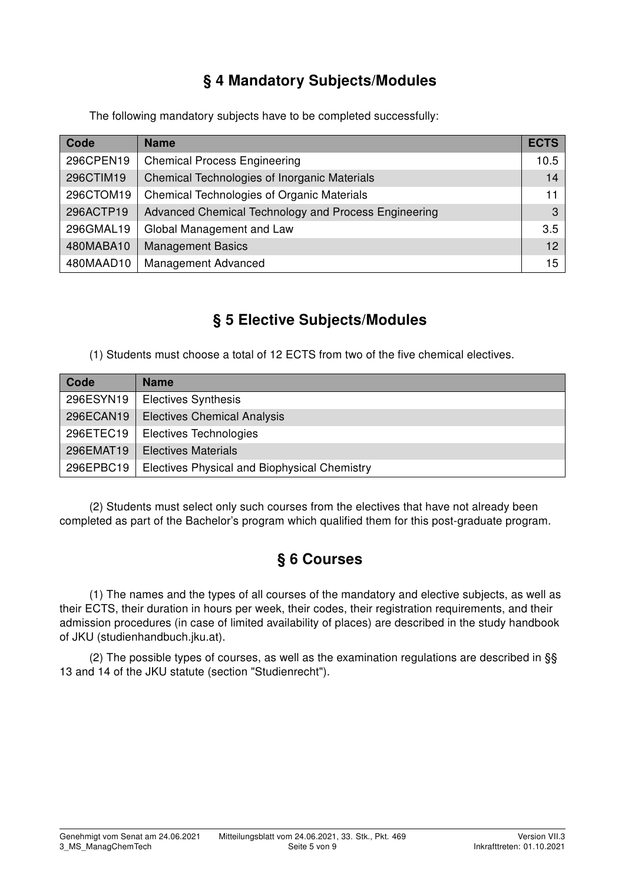## § 4 Mandatory Subjects/Modules

The following mandatory subjects have to be completed successfully:

| Code | Name | ECTS |
|---|---|---|
| 296CPEN19 | Chemical Process Engineering | 10.5 |
| 296CTIM19 | Chemical Technologies of Inorganic Materials | 14 |
| 296CTOM19 | Chemical Technologies of Organic Materials | 11 |
| 296ACTP19 | Advanced Chemical Technology and Process Engineering | 3 |
| 296GMAL19 | Global Management and Law | 3.5 |
| 480MABA10 | Management Basics | 12 |
| 480MAAD10 | Management Advanced | 15 |

## § 5 Elective Subjects/Modules

(1) Students must choose a total of 12 ECTS from two of the five chemical electives.

| Code | Name |
|---|---|
| 296ESYN19 | Electives Synthesis |
| 296ECAN19 | Electives Chemical Analysis |
| 296ETEC19 | Electives Technologies |
| 296EMAT19 | Electives Materials |
| 296EPBC19 | Electives Physical and Biophysical Chemistry |

(2) Students must select only such courses from the electives that have not already been completed as part of the Bachelor's program which qualified them for this post-graduate program.

## § 6 Courses

(1) The names and the types of all courses of the mandatory and elective subjects, as well as their ECTS, their duration in hours per week, their codes, their registration requirements, and their admission procedures (in case of limited availability of places) are described in the study handbook of JKU (studienhandbuch.jku.at).

(2) The possible types of courses, as well as the examination regulations are described in §§ 13 and 14 of the JKU statute (section "Studienrecht").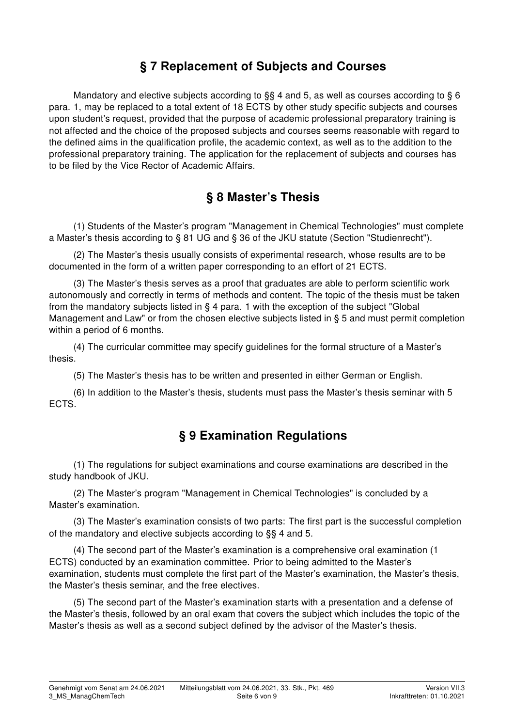## § 7 Replacement of Subjects and Courses

Mandatory and elective subjects according to §§ 4 and 5, as well as courses according to § 6 para. 1, may be replaced to a total extent of 18 ECTS by other study specific subjects and courses upon student's request, provided that the purpose of academic professional preparatory training is not affected and the choice of the proposed subjects and courses seems reasonable with regard to the defined aims in the qualification profile, the academic context, as well as to the addition to the professional preparatory training. The application for the replacement of subjects and courses has to be filed by the Vice Rector of Academic Affairs.

## § 8 Master's Thesis

(1) Students of the Master's program "Management in Chemical Technologies" must complete a Master's thesis according to § 81 UG and § 36 of the JKU statute (Section "Studienrecht").

(2) The Master's thesis usually consists of experimental research, whose results are to be documented in the form of a written paper corresponding to an effort of 21 ECTS.

(3) The Master's thesis serves as a proof that graduates are able to perform scientific work autonomously and correctly in terms of methods and content. The topic of the thesis must be taken from the mandatory subjects listed in § 4 para. 1 with the exception of the subject "Global Management and Law" or from the chosen elective subjects listed in § 5 and must permit completion within a period of 6 months.

(4) The curricular committee may specify guidelines for the formal structure of a Master's thesis.

(5) The Master's thesis has to be written and presented in either German or English.

(6) In addition to the Master's thesis, students must pass the Master's thesis seminar with 5 ECTS.

## § 9 Examination Regulations

(1) The regulations for subject examinations and course examinations are described in the study handbook of JKU.

(2) The Master's program "Management in Chemical Technologies" is concluded by a Master's examination.

(3) The Master's examination consists of two parts: The first part is the successful completion of the mandatory and elective subjects according to §§ 4 and 5.

(4) The second part of the Master's examination is a comprehensive oral examination (1 ECTS) conducted by an examination committee. Prior to being admitted to the Master's examination, students must complete the first part of the Master's examination, the Master's thesis, the Master's thesis seminar, and the free electives.

(5) The second part of the Master's examination starts with a presentation and a defense of the Master's thesis, followed by an oral exam that covers the subject which includes the topic of the Master's thesis as well as a second subject defined by the advisor of the Master's thesis.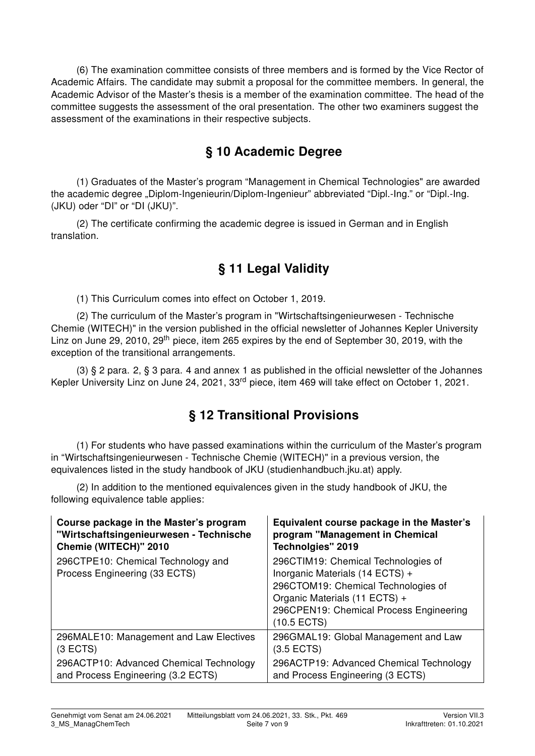(6) The examination committee consists of three members and is formed by the Vice Rector of Academic Affairs. The candidate may submit a proposal for the committee members. In general, the Academic Advisor of the Master's thesis is a member of the examination committee. The head of the committee suggests the assessment of the oral presentation. The other two examiners suggest the assessment of the examinations in their respective subjects.

## § 10 Academic Degree

(1) Graduates of the Master's program "Management in Chemical Technologies" are awarded the academic degree „Diplom-Ingenieurin/Diplom-Ingenieur" abbreviated "Dipl.-Ing." or "Dipl.-Ing. (JKU) oder "DI" or "DI (JKU)".

(2) The certificate confirming the academic degree is issued in German and in English translation.

## § 11 Legal Validity

(1) This Curriculum comes into effect on October 1, 2019.

(2) The curriculum of the Master's program in "Wirtschaftsingenieurwesen - Technische Chemie (WITECH)" in the version published in the official newsletter of Johannes Kepler University Linz on June 29, 2010, 29th piece, item 265 expires by the end of September 30, 2019, with the exception of the transitional arrangements.

(3) § 2 para. 2, § 3 para. 4 and annex 1 as published in the official newsletter of the Johannes Kepler University Linz on June 24, 2021, 33rd piece, item 469 will take effect on October 1, 2021.

## § 12 Transitional Provisions

(1) For students who have passed examinations within the curriculum of the Master's program in "Wirtschaftsingenieurwesen - Technische Chemie (WITECH)" in a previous version, the equivalences listed in the study handbook of JKU (studienhandbuch.jku.at) apply.

(2) In addition to the mentioned equivalences given in the study handbook of JKU, the following equivalence table applies:

| Course package in the Master's program "Wirtschaftsingenieurwesen - Technische Chemie (WITECH)" 2010 | Equivalent course package in the Master's program "Management in Chemical Technolgies" 2019 |
|---|---|
| 296CTPE10: Chemical Technology and Process Engineering (33 ECTS) | 296CTIM19: Chemical Technologies of Inorganic Materials (14 ECTS) + 296CTOM19: Chemical Technologies of Organic Materials (11 ECTS) + 296CPEN19: Chemical Process Engineering (10.5 ECTS) |
| 296MALE10: Management and Law Electives (3 ECTS) | 296GMAL19: Global Management and Law (3.5 ECTS) |
| 296ACTP10: Advanced Chemical Technology and Process Engineering (3.2 ECTS) | 296ACTP19: Advanced Chemical Technology and Process Engineering (3 ECTS) |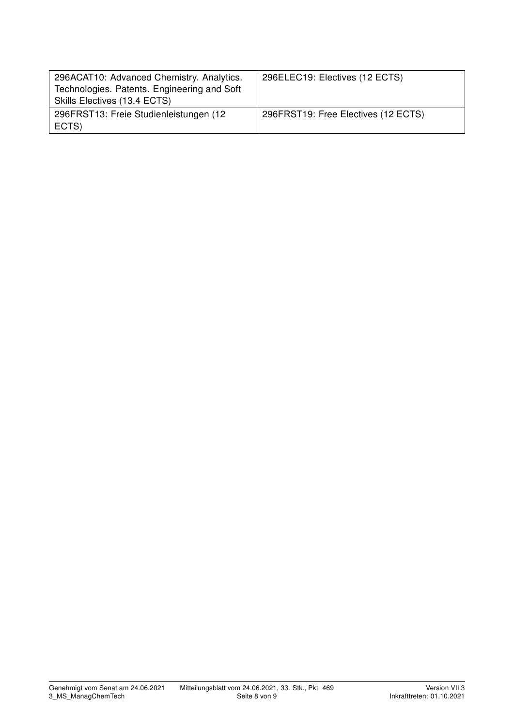| | |
|---|---|
| 296ACAT10: Advanced Chemistry. Analytics. Technologies. Patents. Engineering and Soft Skills Electives (13.4 ECTS) | 296ELEC19: Electives (12 ECTS) |
| 296FRST13: Freie Studienleistungen (12 ECTS) | 296FRST19: Free Electives (12 ECTS) |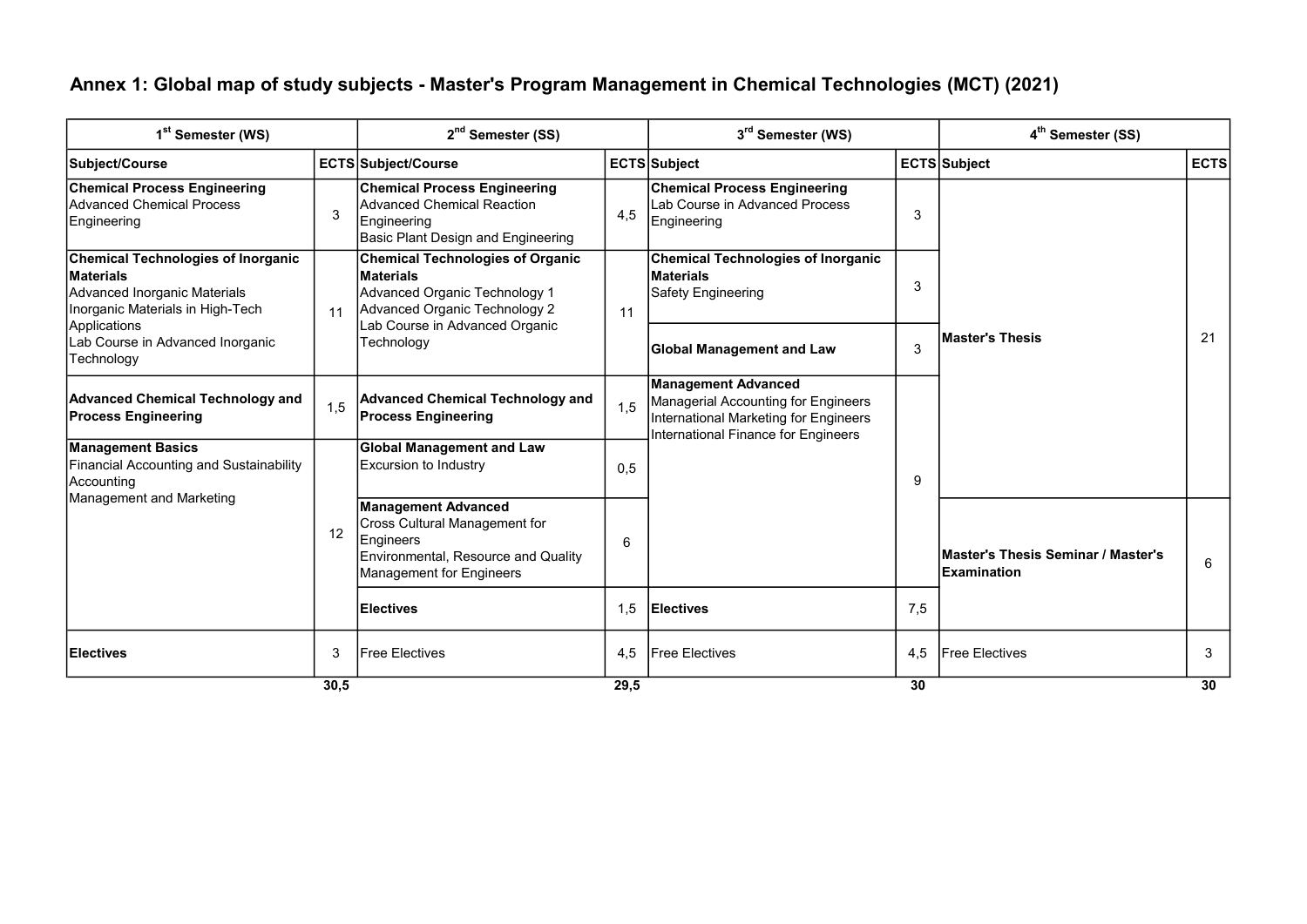## Annex 1: Global map of study subjects - Master's Program Management in Chemical Technologies (MCT) (2021)

| 1st Semester (WS) | | 2nd Semester (SS) | | 3rd Semester (WS) | | 4th Semester (SS) | |
|---|---|---|---|---|---|---|---|
| **Subject/Course** | **ECTS** | **Subject/Course** | **ECTS** | **Subject** | **ECTS** | **Subject** | **ECTS** |
| **Chemical Process Engineering** Advanced Chemical Process Engineering | 3 | **Chemical Process Engineering** Advanced Chemical Reaction Engineering Basic Plant Design and Engineering | 4,5 | **Chemical Process Engineering** Lab Course in Advanced Process Engineering | 3 | **Master's Thesis** | 21 |
| **Chemical Technologies of Inorganic Materials** Advanced Inorganic Materials Inorganic Materials in High-Tech Applications Lab Course in Advanced Inorganic Technology | 11 | **Chemical Technologies of Organic Materials** Advanced Organic Technology 1 Advanced Organic Technology 2 Lab Course in Advanced Organic Technology | 11 | **Chemical Technologies of Inorganic Materials** Safety Engineering | 3 | | |
| | | | | **Global Management and Law** | 3 | | |
| **Advanced Chemical Technology and Process Engineering** | 1,5 | **Advanced Chemical Technology and Process Engineering** | 1,5 | **Management Advanced** Managerial Accounting for Engineers International Marketing for Engineers International Finance for Engineers | 9 | | |
| **Management Basics** Financial Accounting and Sustainability Accounting Management and Marketing | 12 | **Global Management and Law** Excursion to Industry | 0,5 | | | | |
| | | **Management Advanced** Cross Cultural Management for Engineers Environmental, Resource and Quality Management for Engineers | 6 | | | **Master's Thesis Seminar / Master's Examination** | 6 |
| | | **Electives** | 1,5 | **Electives** | 7,5 | | |
| **Electives** | 3 | Free Electives | 4,5 | Free Electives | 4,5 | Free Electives | 3 |
| | **30,5** | | **29,5** | | **30** | | **30** |